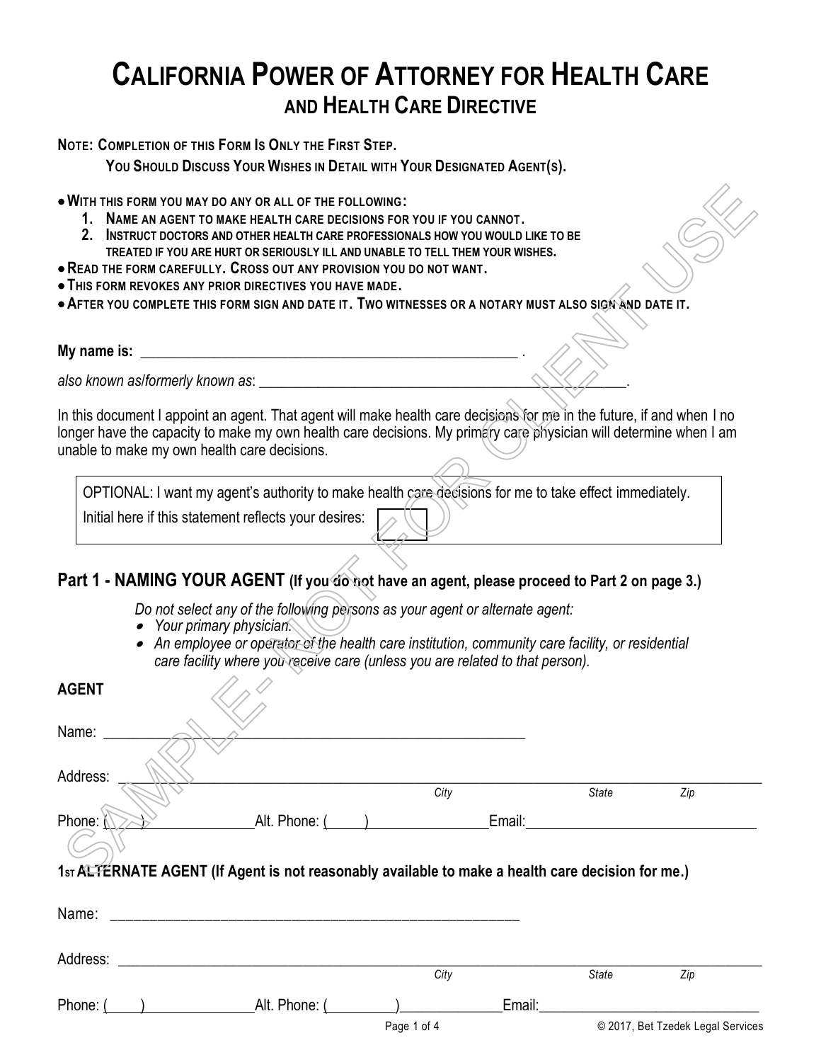# CALIFORNIA POWER OF ATTORNEY FOR HEALTH CARE
## AND HEALTH CARE DIRECTIVE

**NOTE: COMPLETION OF THIS FORM IS ONLY THE FIRST STEP.**
**YOU SHOULD DISCUSS YOUR WISHES IN DETAIL WITH YOUR DESIGNATED AGENT(S).**

- **WITH THIS FORM YOU MAY DO ANY OR ALL OF THE FOLLOWING:**
  1. **NAME AN AGENT TO MAKE HEALTH CARE DECISIONS FOR YOU IF YOU CANNOT.**
  2. **INSTRUCT DOCTORS AND OTHER HEALTH CARE PROFESSIONALS HOW YOU WOULD LIKE TO BE TREATED IF YOU ARE HURT OR SERIOUSLY ILL AND UNABLE TO TELL THEM YOUR WISHES.**
- **READ THE FORM CAREFULLY. CROSS OUT ANY PROVISION YOU DO NOT WANT.**
- **THIS FORM REVOKES ANY PRIOR DIRECTIVES YOU HAVE MADE.**
- **AFTER YOU COMPLETE THIS FORM SIGN AND DATE IT. TWO WITNESSES OR A NOTARY MUST ALSO SIGN AND DATE IT.**

**My name is:** _____________________________________________________ .

*also known as/formerly known as*: _________________________________________________.

In this document I appoint an agent. That agent will make health care decisions for me in the future, if and when I no longer have the capacity to make my own health care decisions. My primary care physician will determine when I am unable to make my own health care decisions.

> OPTIONAL: I want my agent's authority to make health care decisions for me to take effect immediately.
> Initial here if this statement reflects your desires: [ ]

## Part 1 - NAMING YOUR AGENT (If you do not have an agent, please proceed to Part 2 on page 3.)

*Do not select any of the following persons as your agent or alternate agent:*

- *Your primary physician.*
- *An employee or operator of the health care institution, community care facility, or residential care facility where you receive care (unless you are related to that person).*

**AGENT**

Name: _______________________________________________________

Address: ____________________________________________________________________________
City State Zip

Phone: (____)_______________Alt. Phone: (____)_______________Email:_____________________________

**1ST ALTERNATE AGENT (If Agent is not reasonably available to make a health care decision for me.)**

Name: _______________________________________________________

Address: ____________________________________________________________________________
City State Zip

Phone: (____)_______________Alt. Phone: (________)_____________Email:____________________________

© 2017, Bet Tzedek Legal Services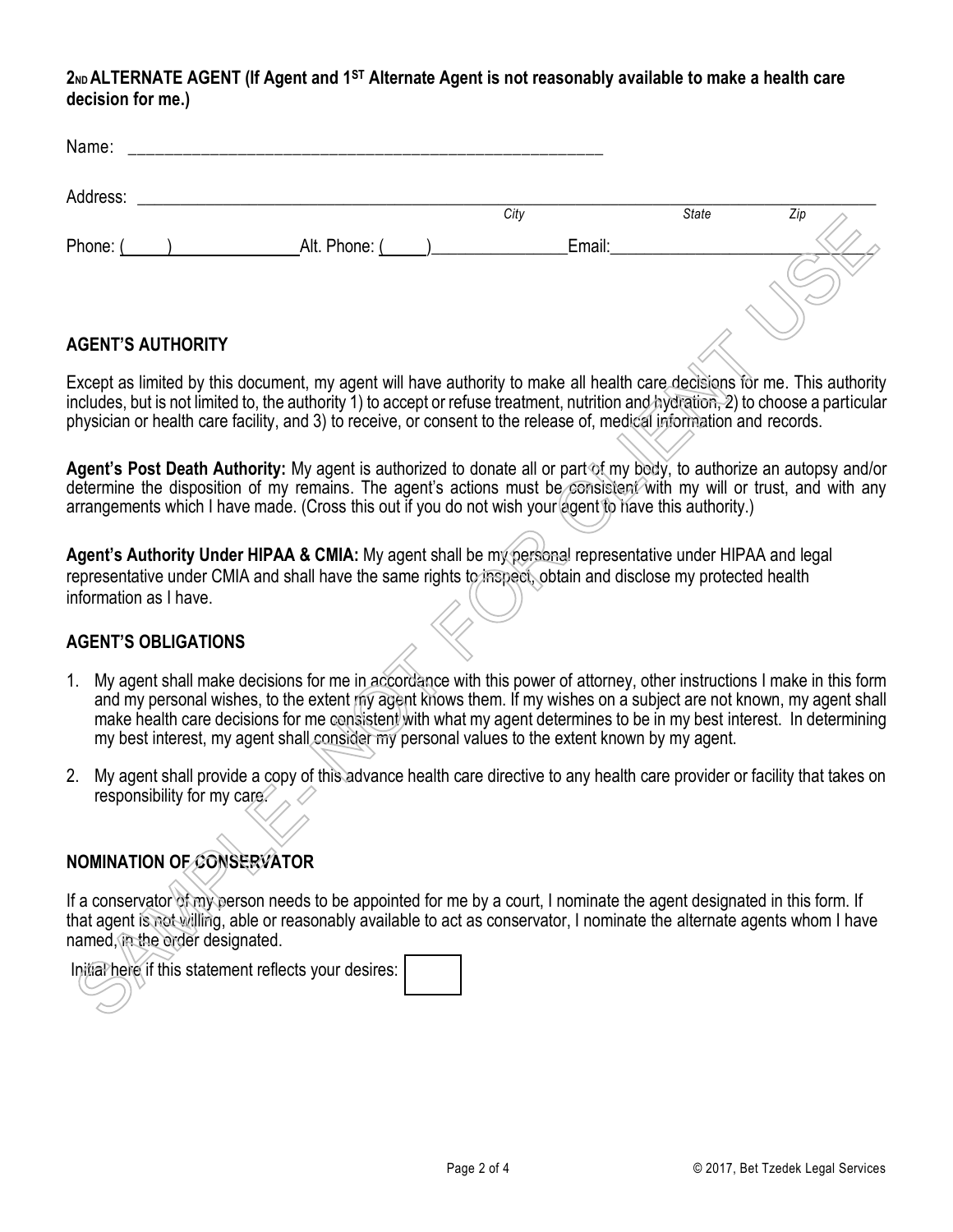**2ND ALTERNATE AGENT (If Agent and 1ST Alternate Agent is not reasonably available to make a health care decision for me.)**

Name: ________________________________________________________

Address: ______________________________________________________________________________________
*City* *State* *Zip*

Phone: (\_\_\_\_\_)\_\_\_\_\_\_\_\_\_\_\_\_\_\_\_ Alt. Phone: (\_\_\_\_\_)\_\_\_\_\_\_\_\_\_\_\_\_\_\_\_ Email:\_\_\_\_\_\_\_\_\_\_\_\_\_\_\_\_\_\_\_\_\_\_\_\_\_\_\_\_\_\_

## AGENT'S AUTHORITY

Except as limited by this document, my agent will have authority to make all health care decisions for me. This authority includes, but is not limited to, the authority 1) to accept or refuse treatment, nutrition and hydration, 2) to choose a particular physician or health care facility, and 3) to receive, or consent to the release of, medical information and records.

**Agent's Post Death Authority:** My agent is authorized to donate all or part of my body, to authorize an autopsy and/or determine the disposition of my remains. The agent's actions must be consistent with my will or trust, and with any arrangements which I have made. (Cross this out if you do not wish your agent to have this authority.)

**Agent's Authority Under HIPAA & CMIA:** My agent shall be my personal representative under HIPAA and legal representative under CMIA and shall have the same rights to inspect, obtain and disclose my protected health information as I have.

## AGENT'S OBLIGATIONS

1. My agent shall make decisions for me in accordance with this power of attorney, other instructions I make in this form and my personal wishes, to the extent my agent knows them. If my wishes on a subject are not known, my agent shall make health care decisions for me consistent with what my agent determines to be in my best interest. In determining my best interest, my agent shall consider my personal values to the extent known by my agent.

2. My agent shall provide a copy of this advance health care directive to any health care provider or facility that takes on responsibility for my care.

## NOMINATION OF CONSERVATOR

If a conservator of my person needs to be appointed for me by a court, I nominate the agent designated in this form. If that agent is not willing, able or reasonably available to act as conservator, I nominate the alternate agents whom I have named, in the order designated.

Initial here if this statement reflects your desires: [ ]

© 2017, Bet Tzedek Legal Services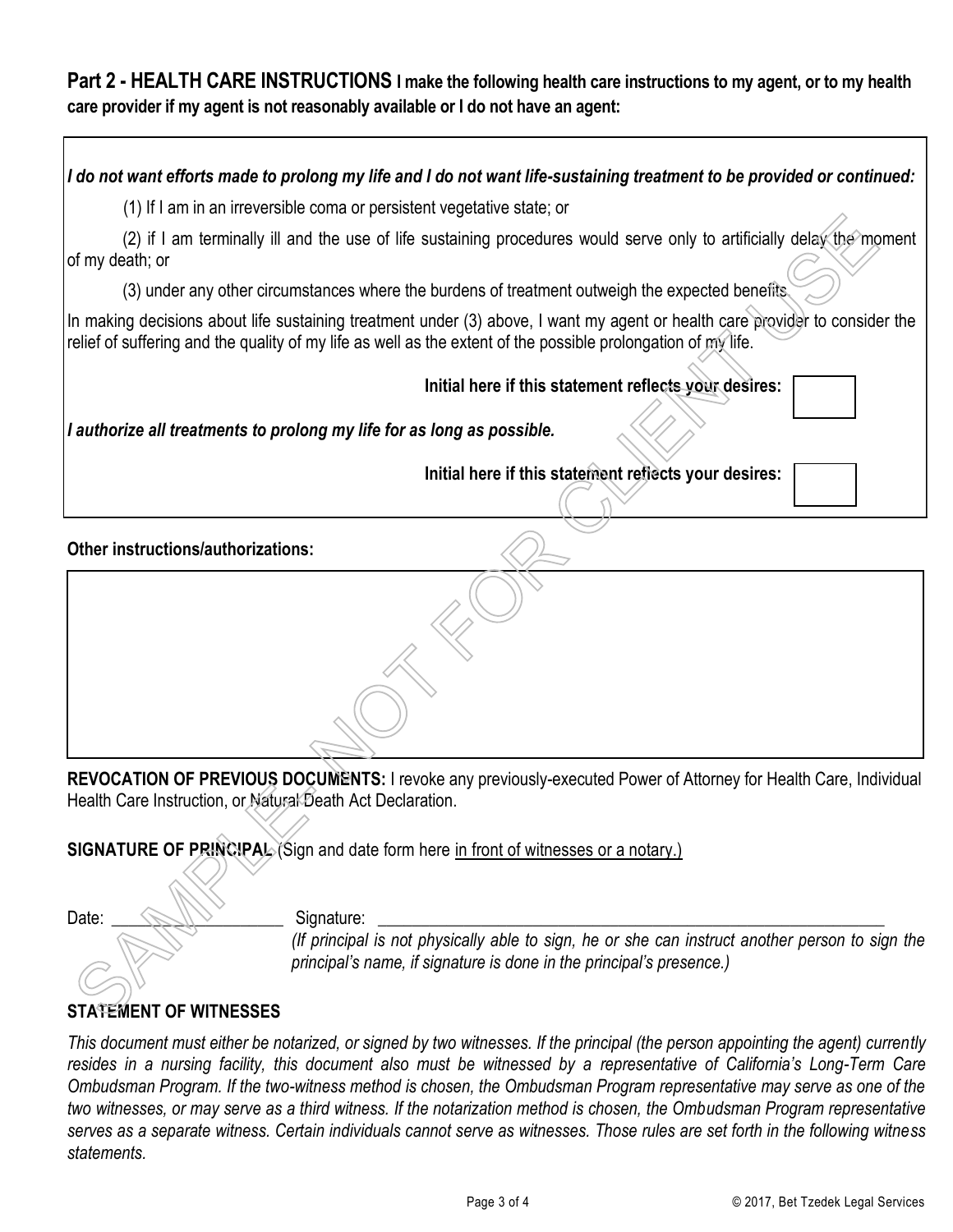**Part 2 - HEALTH CARE INSTRUCTIONS** **I make the following health care instructions to my agent, or to my health care provider if my agent is not reasonably available or I do not have an agent:**

***I do not want efforts made to prolong my life and I do not want life-sustaining treatment to be provided or continued:***

(1) If I am in an irreversible coma or persistent vegetative state; or

(2) if I am terminally ill and the use of life sustaining procedures would serve only to artificially delay the moment of my death; or

(3) under any other circumstances where the burdens of treatment outweigh the expected benefits.

In making decisions about life sustaining treatment under (3) above, I want my agent or health care provider to consider the relief of suffering and the quality of my life as well as the extent of the possible prolongation of my life.

**Initial here if this statement reflects your desires:** ______

***I authorize all treatments to prolong my life for as long as possible.***

**Initial here if this statement reflects your desires:** ______

**Other instructions/authorizations:**

______________________________________________

**REVOCATION OF PREVIOUS DOCUMENTS:** I revoke any previously-executed Power of Attorney for Health Care, Individual Health Care Instruction, or Natural Death Act Declaration.

**SIGNATURE OF PRINCIPAL** (Sign and date form here in front of witnesses or a notary.)

Date: ____________________ Signature: ______________________________________________

*(If principal is not physically able to sign, he or she can instruct another person to sign the principal's name, if signature is done in the principal's presence.)*

**STATEMENT OF WITNESSES**

*This document must either be notarized, or signed by two witnesses. If the principal (the person appointing the agent) currently resides in a nursing facility, this document also must be witnessed by a representative of California's Long-Term Care Ombudsman Program. If the two-witness method is chosen, the Ombudsman Program representative may serve as one of the two witnesses, or may serve as a third witness. If the notarization method is chosen, the Ombudsman Program representative serves as a separate witness. Certain individuals cannot serve as witnesses. Those rules are set forth in the following witness statements.*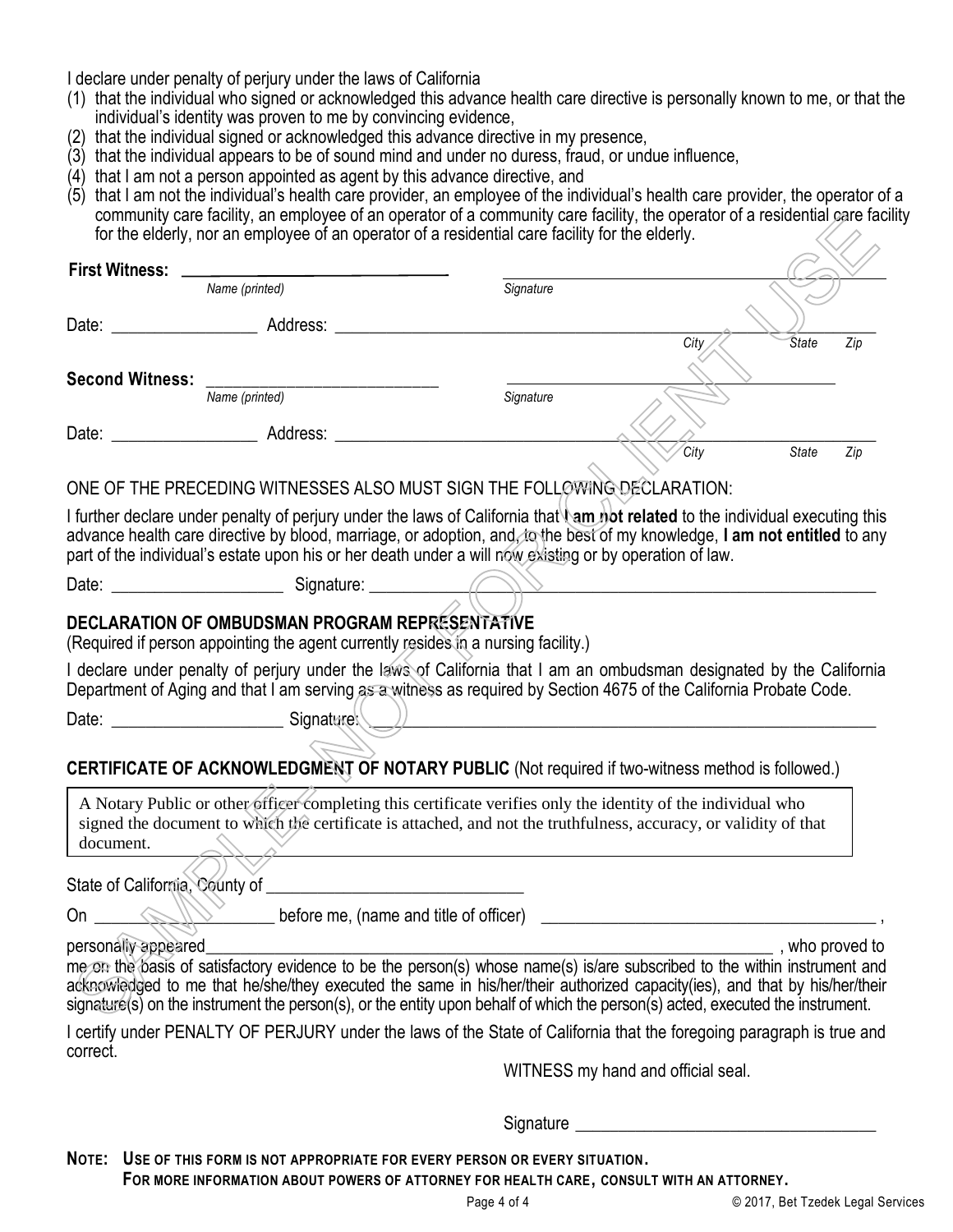I declare under penalty of perjury under the laws of California

1. that the individual who signed or acknowledged this advance health care directive is personally known to me, or that the individual's identity was proven to me by convincing evidence,
2. that the individual signed or acknowledged this advance directive in my presence,
3. that the individual appears to be of sound mind and under no duress, fraud, or undue influence,
4. that I am not a person appointed as agent by this advance directive, and
5. that I am not the individual's health care provider, an employee of the individual's health care provider, the operator of a community care facility, an employee of an operator of a community care facility, the operator of a residential care facility for the elderly, nor an employee of an operator of a residential care facility for the elderly.

**First Witness:** ______________________________ ______________________________
*Name (printed)* *Signature*

Date: _________________ Address: ______________________________________________
*City* *State* *Zip*

**Second Witness:** ______________________________ ______________________________
*Name (printed)* *Signature*

Date: _________________ Address: ______________________________________________
*City* *State* *Zip*

ONE OF THE PRECEDING WITNESSES ALSO MUST SIGN THE FOLLOWING DECLARATION:

I further declare under penalty of perjury under the laws of California that **I am not related** to the individual executing this advance health care directive by blood, marriage, or adoption, and, to the best of my knowledge, **I am not entitled** to any part of the individual's estate upon his or her death under a will now existing or by operation of law.

Date: ____________________ Signature: ______________________________________________

## DECLARATION OF OMBUDSMAN PROGRAM REPRESENTATIVE

(Required if person appointing the agent currently resides in a nursing facility.)

I declare under penalty of perjury under the laws of California that I am an ombudsman designated by the California Department of Aging and that I am serving as a witness as required by Section 4675 of the California Probate Code.

Date: ____________________ Signature: ______________________________________________

## CERTIFICATE OF ACKNOWLEDGMENT OF NOTARY PUBLIC (Not required if two-witness method is followed.)

A Notary Public or other officer completing this certificate verifies only the identity of the individual who signed the document to which the certificate is attached, and not the truthfulness, accuracy, or validity of that document.

State of California, County of ______________________________

On ____________________ before me, (name and title of officer) ________________________________________ ,

personally appeared______________________________________________________________ , who proved to me on the basis of satisfactory evidence to be the person(s) whose name(s) is/are subscribed to the within instrument and acknowledged to me that he/she/they executed the same in his/her/their authorized capacity(ies), and that by his/her/their signature(s) on the instrument the person(s), or the entity upon behalf of which the person(s) acted, executed the instrument.

I certify under PENALTY OF PERJURY under the laws of the State of California that the foregoing paragraph is true and correct.

WITNESS my hand and official seal.

Signature ____________________________________

**NOTE: USE OF THIS FORM IS NOT APPROPRIATE FOR EVERY PERSON OR EVERY SITUATION.**
**FOR MORE INFORMATION ABOUT POWERS OF ATTORNEY FOR HEALTH CARE, CONSULT WITH AN ATTORNEY.**

© 2017, Bet Tzedek Legal Services